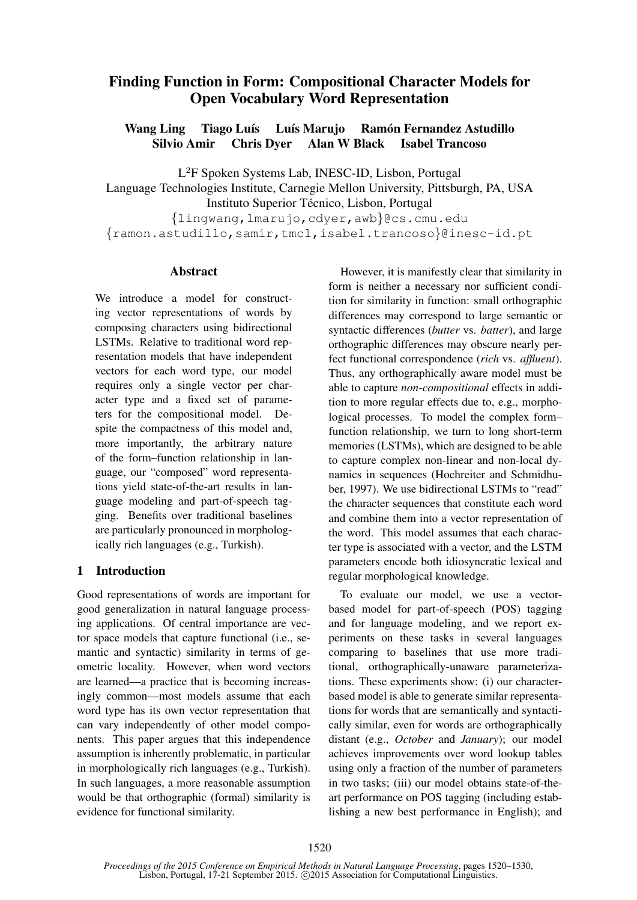# Finding Function in Form: Compositional Character Models for Open Vocabulary Word Representation

**Wang Ling Tiago Luís Luís Marujo Ramón Fernandez Astudillo**
**Silvio Amir Chris Dyer Alan W Black Isabel Trancoso**

L[2]F Spoken Systems Lab, INESC-ID, Lisbon, Portugal
Language Technologies Institute, Carnegie Mellon University, Pittsburgh, PA, USA
Instituto Superior Técnico, Lisbon, Portugal
{lingwang,lmarujo,cdyer,awb}@cs.cmu.edu
{ramon.astudillo,samir,tmcl,isabel.trancoso}@inesc-id.pt

## Abstract

We introduce a model for constructing vector representations of words by composing characters using bidirectional LSTMs. Relative to traditional word representation models that have independent vectors for each word type, our model requires only a single vector per character type and a fixed set of parameters for the compositional model. Despite the compactness of this model and, more importantly, the arbitrary nature of the form–function relationship in language, our "composed" word representations yield state-of-the-art results in language modeling and part-of-speech tagging. Benefits over traditional baselines are particularly pronounced in morphologically rich languages (e.g., Turkish).

## 1 Introduction

Good representations of words are important for good generalization in natural language processing applications. Of central importance are vector space models that capture functional (i.e., semantic and syntactic) similarity in terms of geometric locality. However, when word vectors are learned—a practice that is becoming increasingly common—most models assume that each word type has its own vector representation that can vary independently of other model components. This paper argues that this independence assumption is inherently problematic, in particular in morphologically rich languages (e.g., Turkish). In such languages, a more reasonable assumption would be that orthographic (formal) similarity is evidence for functional similarity.

However, it is manifestly clear that similarity in form is neither a necessary nor sufficient condition for similarity in function: small orthographic differences may correspond to large semantic or syntactic differences (*butter* vs. *batter*), and large orthographic differences may obscure nearly perfect functional correspondence (*rich* vs. *affluent*). Thus, any orthographically aware model must be able to capture *non-compositional* effects in addition to more regular effects due to, e.g., morphological processes. To model the complex form–function relationship, we turn to long short-term memories (LSTMs), which are designed to be able to capture complex non-linear and non-local dynamics in sequences (Hochreiter and Schmidhuber, 1997). We use bidirectional LSTMs to "read" the character sequences that constitute each word and combine them into a vector representation of the word. This model assumes that each character type is associated with a vector, and the LSTM parameters encode both idiosyncratic lexical and regular morphological knowledge.

To evaluate our model, we use a vector-based model for part-of-speech (POS) tagging and for language modeling, and we report experiments on these tasks in several languages comparing to baselines that use more traditional, orthographically-unaware parameterizations. These experiments show: (i) our character-based model is able to generate similar representations for words that are semantically and syntactically similar, even for words are orthographically distant (e.g., *October* and *January*); our model achieves improvements over word lookup tables using only a fraction of the number of parameters in two tasks; (iii) our model obtains state-of-the-art performance on POS tagging (including establishing a new best performance in English); and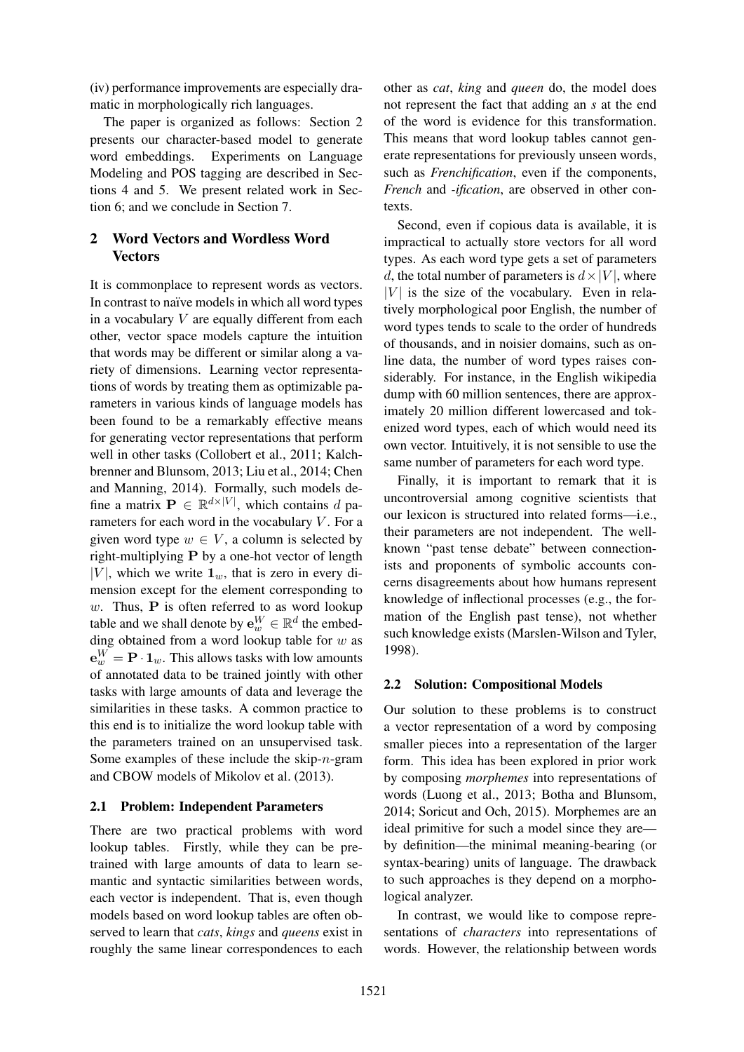(iv) performance improvements are especially dramatic in morphologically rich languages.

The paper is organized as follows: Section 2 presents our character-based model to generate word embeddings. Experiments on Language Modeling and POS tagging are described in Sections 4 and 5. We present related work in Section 6; and we conclude in Section 7.

## 2 Word Vectors and Wordless Word Vectors

It is commonplace to represent words as vectors. In contrast to naïve models in which all word types in a vocabulary $V$ are equally different from each other, vector space models capture the intuition that words may be different or similar along a variety of dimensions. Learning vector representations of words by treating them as optimizable parameters in various kinds of language models has been found to be a remarkably effective means for generating vector representations that perform well in other tasks (Collobert et al., 2011; Kalchbrenner and Blunsom, 2013; Liu et al., 2014; Chen and Manning, 2014). Formally, such models define a matrix $\mathbf{P} \in \mathbb{R}^{d \times |V|}$, which contains $d$ parameters for each word in the vocabulary $V$. For a given word type $w \in V$, a column is selected by right-multiplying $\mathbf{P}$ by a one-hot vector of length $|V|$, which we write $\mathbf{1}_w$, that is zero in every dimension except for the element corresponding to $w$. Thus, $\mathbf{P}$ is often referred to as word lookup table and we shall denote by $\mathbf{e}^W_w \in \mathbb{R}^d$ the embedding obtained from a word lookup table for $w$ as $\mathbf{e}^W_w = \mathbf{P} \cdot \mathbf{1}_w$. This allows tasks with low amounts of annotated data to be trained jointly with other tasks with large amounts of data and leverage the similarities in these tasks. A common practice to this end is to initialize the word lookup table with the parameters trained on an unsupervised task. Some examples of these include the skip-$n$-gram and CBOW models of Mikolov et al. (2013).

### 2.1 Problem: Independent Parameters

There are two practical problems with word lookup tables. Firstly, while they can be pretrained with large amounts of data to learn semantic and syntactic similarities between words, each vector is independent. That is, even though models based on word lookup tables are often observed to learn that *cats*, *kings* and *queens* exist in roughly the same linear correspondences to each other as *cat*, *king* and *queen* do, the model does not represent the fact that adding an *s* at the end of the word is evidence for this transformation. This means that word lookup tables cannot generate representations for previously unseen words, such as *Frenchification*, even if the components, *French* and *-ification*, are observed in other contexts.

Second, even if copious data is available, it is impractical to actually store vectors for all word types. As each word type gets a set of parameters $d$, the total number of parameters is $d \times |V|$, where $|V|$ is the size of the vocabulary. Even in relatively morphological poor English, the number of word types tends to scale to the order of hundreds of thousands, and in noisier domains, such as online data, the number of word types raises considerably. For instance, in the English wikipedia dump with 60 million sentences, there are approximately 20 million different lowercased and tokenized word types, each of which would need its own vector. Intuitively, it is not sensible to use the same number of parameters for each word type.

Finally, it is important to remark that it is uncontroversial among cognitive scientists that our lexicon is structured into related forms—i.e., their parameters are not independent. The well-known "past tense debate" between connectionists and proponents of symbolic accounts concerns disagreements about how humans represent knowledge of inflectional processes (e.g., the formation of the English past tense), not whether such knowledge exists (Marslen-Wilson and Tyler, 1998).

### 2.2 Solution: Compositional Models

Our solution to these problems is to construct a vector representation of a word by composing smaller pieces into a representation of the larger form. This idea has been explored in prior work by composing *morphemes* into representations of words (Luong et al., 2013; Botha and Blunsom, 2014; Soricut and Och, 2015). Morphemes are an ideal primitive for such a model since they are—by definition—the minimal meaning-bearing (or syntax-bearing) units of language. The drawback to such approaches is they depend on a morphological analyzer.

In contrast, we would like to compose representations of *characters* into representations of words. However, the relationship between words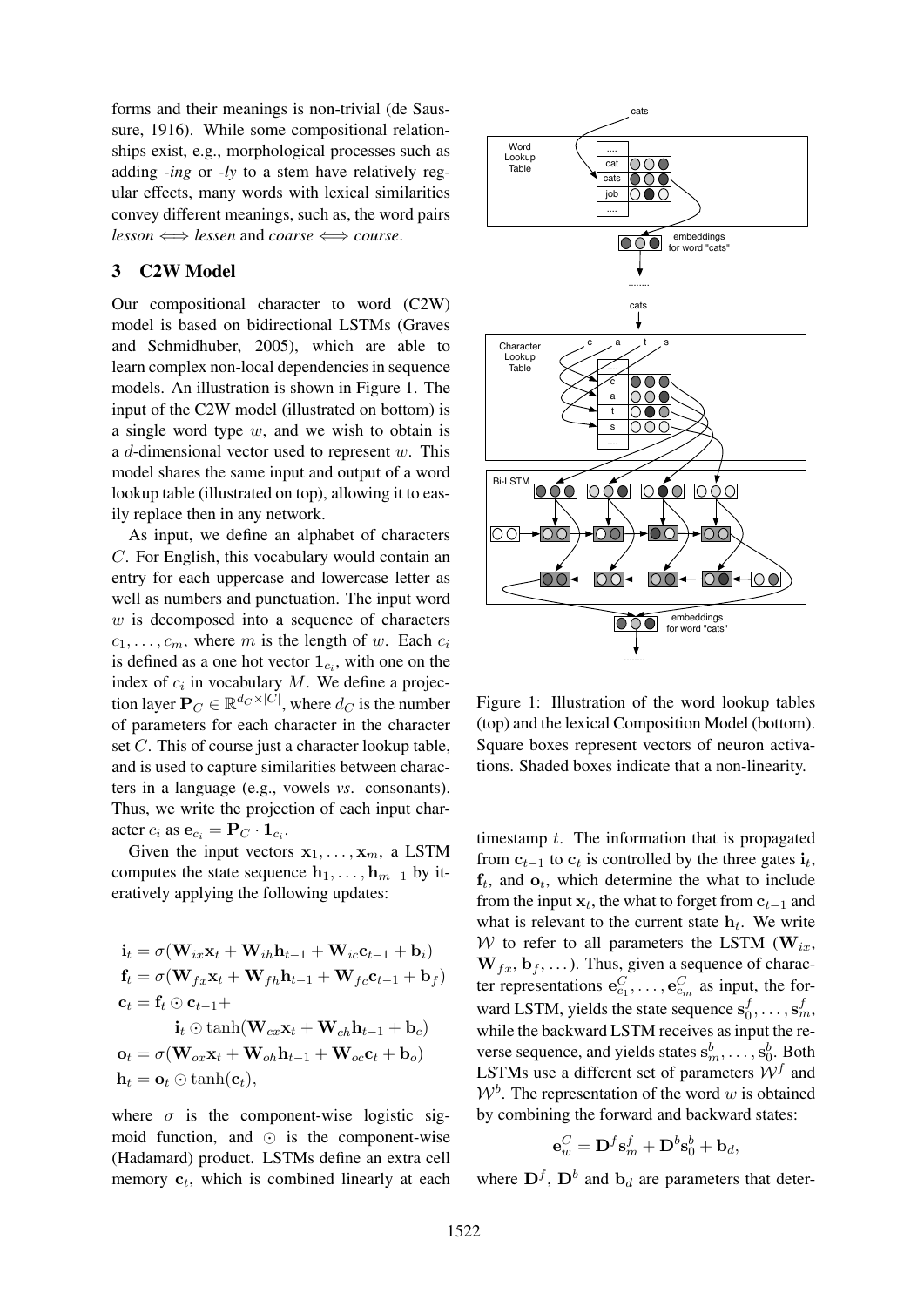forms and their meanings is non-trivial (de Saussure, 1916). While some compositional relationships exist, e.g., morphological processes such as adding *-ing* or *-ly* to a stem have relatively regular effects, many words with lexical similarities convey different meanings, such as, the word pairs *lesson* $\Longleftrightarrow$ *lessen* and *coarse* $\Longleftrightarrow$ *course*.

## 3 C2W Model

Our compositional character to word (C2W) model is based on bidirectional LSTMs (Graves and Schmidhuber, 2005), which are able to learn complex non-local dependencies in sequence models. An illustration is shown in Figure 1. The input of the C2W model (illustrated on bottom) is a single word type $w$, and we wish to obtain is a $d$-dimensional vector used to represent $w$. This model shares the same input and output of a word lookup table (illustrated on top), allowing it to easily replace then in any network.

As input, we define an alphabet of characters $C$. For English, this vocabulary would contain an entry for each uppercase and lowercase letter as well as numbers and punctuation. The input word $w$ is decomposed into a sequence of characters $c_1, \ldots, c_m$, where $m$ is the length of $w$. Each $c_i$ is defined as a one hot vector $\mathbf{1}_{c_i}$, with one on the index of $c_i$ in vocabulary $M$. We define a projection layer $\mathbf{P}_C \in \mathbb{R}^{d_C \times |C|}$, where $d_C$ is the number of parameters for each character in the character set $C$. This of course just a character lookup table, and is used to capture similarities between characters in a language (e.g., vowels *vs.* consonants). Thus, we write the projection of each input character $c_i$ as $\mathbf{e}_{c_i} = \mathbf{P}_C \cdot \mathbf{1}_{c_i}$.

Given the input vectors $\mathbf{x}_1, \ldots, \mathbf{x}_m$, a LSTM computes the state sequence $\mathbf{h}_1, \ldots, \mathbf{h}_{m+1}$ by iteratively applying the following updates:

$$
\begin{aligned}
\mathbf{i}_t &= \sigma(\mathbf{W}_{ix}\mathbf{x}_t + \mathbf{W}_{ih}\mathbf{h}_{t-1} + \mathbf{W}_{ic}\mathbf{c}_{t-1} + \mathbf{b}_i) \\
\mathbf{f}_t &= \sigma(\mathbf{W}_{fx}\mathbf{x}_t + \mathbf{W}_{fh}\mathbf{h}_{t-1} + \mathbf{W}_{fc}\mathbf{c}_{t-1} + \mathbf{b}_f) \\
\mathbf{c}_t &= \mathbf{f}_t \odot \mathbf{c}_{t-1} + \\
&\qquad \mathbf{i}_t \odot \tanh(\mathbf{W}_{cx}\mathbf{x}_t + \mathbf{W}_{ch}\mathbf{h}_{t-1} + \mathbf{b}_c) \\
\mathbf{o}_t &= \sigma(\mathbf{W}_{ox}\mathbf{x}_t + \mathbf{W}_{oh}\mathbf{h}_{t-1} + \mathbf{W}_{oc}\mathbf{c}_t + \mathbf{b}_o) \\
\mathbf{h}_t &= \mathbf{o}_t \odot \tanh(\mathbf{c}_t),
\end{aligned}
$$

where $\sigma$ is the component-wise logistic sigmoid function, and $\odot$ is the component-wise (Hadamard) product. LSTMs define an extra cell memory $\mathbf{c}_t$, which is combined linearly at each timestamp $t$. The information that is propagated from $\mathbf{c}_{t-1}$ to $\mathbf{c}_t$ is controlled by the three gates $\mathbf{i}_t$, $\mathbf{f}_t$, and $\mathbf{o}_t$, which determine the what to include from the input $\mathbf{x}_t$, the what to forget from $\mathbf{c}_{t-1}$ and what is relevant to the current state $\mathbf{h}_t$. We write $\mathcal{W}$ to refer to all parameters the LSTM ($\mathbf{W}_{ix}$, $\mathbf{W}_{fx}$, $\mathbf{b}_f$, ...). Thus, given a sequence of character representations $\mathbf{e}^C_{c_1}, \ldots, \mathbf{e}^C_{c_m}$ as input, the forward LSTM, yields the state sequence $\mathbf{s}^f_0, \ldots, \mathbf{s}^f_m$, while the backward LSTM receives as input the reverse sequence, and yields states $\mathbf{s}^b_m, \ldots, \mathbf{s}^b_0$. Both LSTMs use a different set of parameters $\mathcal{W}^f$ and $\mathcal{W}^b$. The representation of the word $w$ is obtained by combining the forward and backward states:

$$
\mathbf{e}^C_w = \mathbf{D}^f \mathbf{s}^f_m + \mathbf{D}^b \mathbf{s}^b_0 + \mathbf{b}_d,
$$

where $\mathbf{D}^f$, $\mathbf{D}^b$ and $\mathbf{b}_d$ are parameters that deter-

Figure 1: Illustration of the word lookup tables (top) and the lexical Composition Model (bottom). Square boxes represent vectors of neuron activations. Shaded boxes indicate that a non-linearity.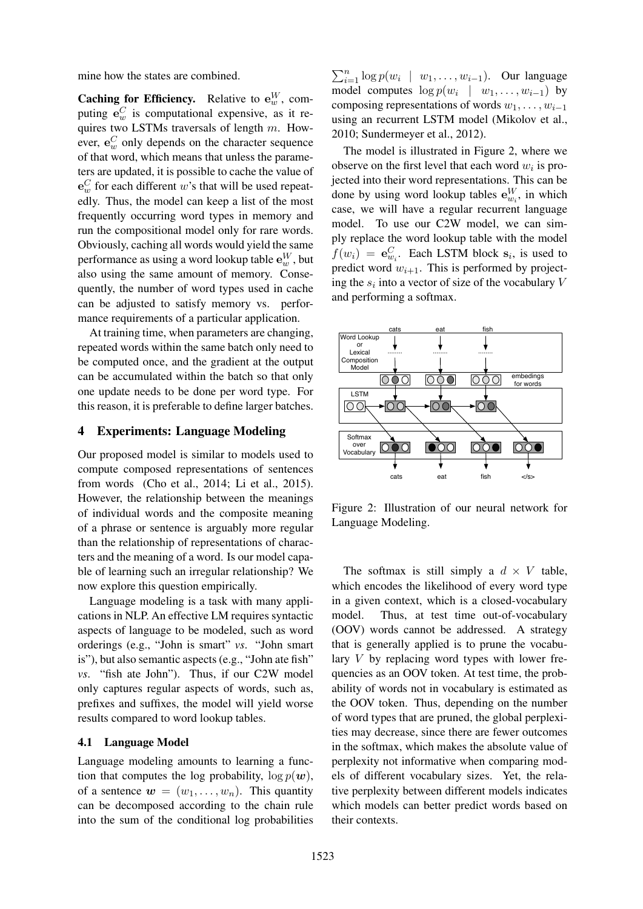mine how the states are combined.

**Caching for Efficiency.** Relative to $\mathbf{e}^W_w$, computing $\mathbf{e}^C_w$ is computational expensive, as it requires two LSTMs traversals of length $m$. However, $\mathbf{e}^C_w$ only depends on the character sequence of that word, which means that unless the parameters are updated, it is possible to cache the value of $\mathbf{e}^C_w$ for each different $w$'s that will be used repeatedly. Thus, the model can keep a list of the most frequently occurring word types in memory and run the compositional model only for rare words. Obviously, caching all words would yield the same performance as using a word lookup table $\mathbf{e}^W_w$, but also using the same amount of memory. Consequently, the number of word types used in cache can be adjusted to satisfy memory vs. performance requirements of a particular application.

At training time, when parameters are changing, repeated words within the same batch only need to be computed once, and the gradient at the output can be accumulated within the batch so that only one update needs to be done per word type. For this reason, it is preferable to define larger batches.

## 4 Experiments: Language Modeling

Our proposed model is similar to models used to compute composed representations of sentences from words (Cho et al., 2014; Li et al., 2015). However, the relationship between the meanings of individual words and the composite meaning of a phrase or sentence is arguably more regular than the relationship of representations of characters and the meaning of a word. Is our model capable of learning such an irregular relationship? We now explore this question empirically.

Language modeling is a task with many applications in NLP. An effective LM requires syntactic aspects of language to be modeled, such as word orderings (e.g., "John is smart" *vs*. "John smart is"), but also semantic aspects (e.g., "John ate fish" *vs*. "fish ate John"). Thus, if our C2W model only captures regular aspects of words, such as, prefixes and suffixes, the model will yield worse results compared to word lookup tables.

### 4.1 Language Model

Language modeling amounts to learning a function that computes the log probability, $\log p(\boldsymbol{w})$, of a sentence $\boldsymbol{w} = (w_1, \ldots, w_n)$. This quantity can be decomposed according to the chain rule into the sum of the conditional log probabilities $\sum_{i=1}^{n} \log p(w_i \mid w_1, \ldots, w_{i-1})$. Our language model computes $\log p(w_i \mid w_1, \ldots, w_{i-1})$ by composing representations of words $w_1, \ldots, w_{i-1}$ using an recurrent LSTM model (Mikolov et al., 2010; Sundermeyer et al., 2012).

The model is illustrated in Figure 2, where we observe on the first level that each word $w_i$ is projected into their word representations. This can be done by using word lookup tables $\mathbf{e}^W_{w_i}$, in which case, we will have a regular recurrent language model. To use our C2W model, we can simply replace the word lookup table with the model $f(w_i) = \mathbf{e}^C_{w_i}$. Each LSTM block $\mathbf{s}_i$, is used to predict word $w_{i+1}$. This is performed by projecting the $s_i$ into a vector of size of the vocabulary $V$ and performing a softmax.

Figure 2: Illustration of our neural network for Language Modeling.

The softmax is still simply a $d \times V$ table, which encodes the likelihood of every word type in a given context, which is a closed-vocabulary model. Thus, at test time out-of-vocabulary (OOV) words cannot be addressed. A strategy that is generally applied is to prune the vocabulary $V$ by replacing word types with lower frequencies as an OOV token. At test time, the probability of words not in vocabulary is estimated as the OOV token. Thus, depending on the number of word types that are pruned, the global perplexities may decrease, since there are fewer outcomes in the softmax, which makes the absolute value of perplexity not informative when comparing models of different vocabulary sizes. Yet, the relative perplexity between different models indicates which models can better predict words based on their contexts.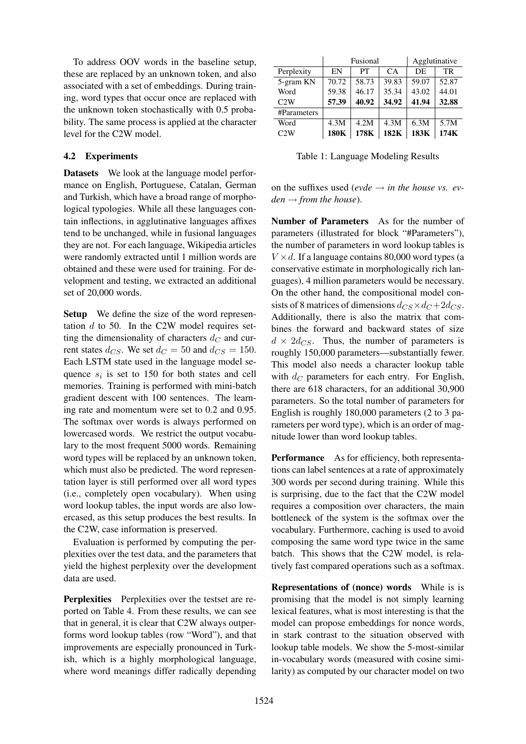To address OOV words in the baseline setup, these are replaced by an unknown token, and also associated with a set of embeddings. During training, word types that occur once are replaced with the unknown token stochastically with 0.5 probability. The same process is applied at the character level for the C2W model.

### 4.2 Experiments

**Datasets** We look at the language model performance on English, Portuguese, Catalan, German and Turkish, which have a broad range of morphological typologies. While all these languages contain inflections, in agglutinative languages affixes tend to be unchanged, while in fusional languages they are not. For each language, Wikipedia articles were randomly extracted until 1 million words are obtained and these were used for training. For development and testing, we extracted an additional set of 20,000 words.

**Setup** We define the size of the word representation $d$ to 50. In the C2W model requires setting the dimensionality of characters $d_C$ and current states $d_{CS}$. We set $d_C = 50$ and $d_{CS} = 150$. Each LSTM state used in the language model sequence $s_i$ is set to 150 for both states and cell memories. Training is performed with mini-batch gradient descent with 100 sentences. The learning rate and momentum were set to 0.2 and 0.95. The softmax over words is always performed on lowercased words. We restrict the output vocabulary to the most frequent 5000 words. Remaining word types will be replaced by an unknown token, which must also be predicted. The word representation layer is still performed over all word types (i.e., completely open vocabulary). When using word lookup tables, the input words are also lowercased, as this setup produces the best results. In the C2W, case information is preserved.

Evaluation is performed by computing the perplexities over the test data, and the parameters that yield the highest perplexity over the development data are used.

**Perplexities** Perplexities over the testset are reported on Table 4. From these results, we can see that in general, it is clear that C2W always outperforms word lookup tables (row "Word"), and that improvements are especially pronounced in Turkish, which is a highly morphological language, where word meanings differ radically depending on the suffixes used (*evde* → *in the house vs. evden* → *from the house*).

| | Fusional | | | Agglutinative | |
|---|---|---|---|---|---|
| Perplexity | EN | PT | CA | DE | TR |
| 5-gram KN | 70.72 | 58.73 | 39.83 | 59.07 | 52.87 |
| Word | 59.38 | 46.17 | 35.34 | 43.02 | 44.01 |
| C2W | **57.39** | **40.92** | **34.92** | **41.94** | **32.88** |
| #Parameters | | | | | |
| Word | 4.3M | 4.2M | 4.3M | 6.3M | 5.7M |
| C2W | **180K** | **178K** | **182K** | **183K** | **174K** |

Table 1: Language Modeling Results

**Number of Parameters** As for the number of parameters (illustrated for block "#Parameters"), the number of parameters in word lookup tables is $V \times d$. If a language contains 80,000 word types (a conservative estimate in morphologically rich languages), 4 million parameters would be necessary. On the other hand, the compositional model consists of 8 matrices of dimensions $d_{CS} \times d_C + 2d_{CS}$. Additionally, there is also the matrix that combines the forward and backward states of size $d \times 2d_{CS}$. Thus, the number of parameters is roughly 150,000 parameters—substantially fewer. This model also needs a character lookup table with $d_C$ parameters for each entry. For English, there are 618 characters, for an additional 30,900 parameters. So the total number of parameters for English is roughly 180,000 parameters (2 to 3 parameters per word type), which is an order of magnitude lower than word lookup tables.

**Performance** As for efficiency, both representations can label sentences at a rate of approximately 300 words per second during training. While this is surprising, due to the fact that the C2W model requires a composition over characters, the main bottleneck of the system is the softmax over the vocabulary. Furthermore, caching is used to avoid composing the same word type twice in the same batch. This shows that the C2W model, is relatively fast compared operations such as a softmax.

**Representations of (nonce) words** While is is promising that the model is not simply learning lexical features, what is most interesting is that the model can propose embeddings for nonce words, in stark contrast to the situation observed with lookup table models. We show the 5-most-similar in-vocabulary words (measured with cosine similarity) as computed by our character model on two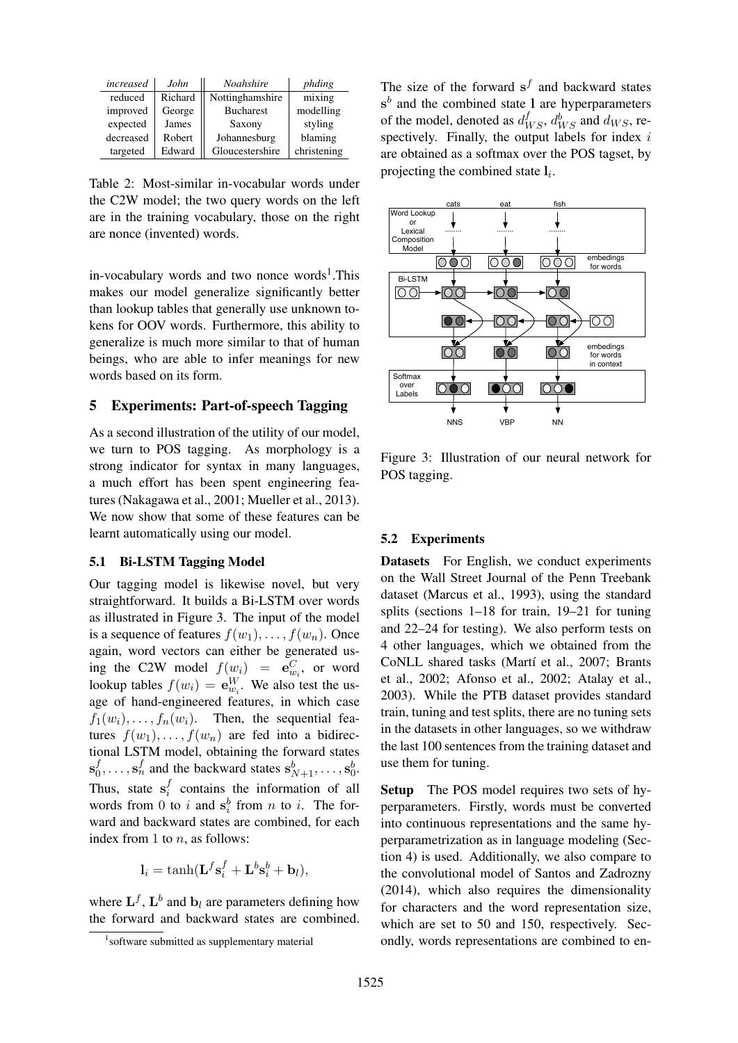| *increased* | *John* | *Noahshire* | *phding* |
|---|---|---|---|
| reduced | Richard | Nottinghamshire | mixing |
| improved | George | Bucharest | modelling |
| expected | James | Saxony | styling |
| decreased | Robert | Johannesburg | blaming |
| targeted | Edward | Gloucestershire | christening |

Table 2: Most-similar in-vocabular words under the C2W model; the two query words on the left are in the training vocabulary, those on the right are nonce (invented) words.

in-vocabulary words and two nonce words[1].This makes our model generalize significantly better than lookup tables that generally use unknown tokens for OOV words. Furthermore, this ability to generalize is much more similar to that of human beings, who are able to infer meanings for new words based on its form.

## 5 Experiments: Part-of-speech Tagging

As a second illustration of the utility of our model, we turn to POS tagging. As morphology is a strong indicator for syntax in many languages, a much effort has been spent engineering features (Nakagawa et al., 2001; Mueller et al., 2013). We now show that some of these features can be learnt automatically using our model.

### 5.1 Bi-LSTM Tagging Model

Our tagging model is likewise novel, but very straightforward. It builds a Bi-LSTM over words as illustrated in Figure 3. The input of the model is a sequence of features $f(w_1), \ldots, f(w_n)$. Once again, word vectors can either be generated using the C2W model $f(w_i) = \mathbf{e}^C_{w_i}$, or word lookup tables $f(w_i) = \mathbf{e}^W_{w_i}$. We also test the usage of hand-engineered features, in which case $f_1(w_i), \ldots, f_n(w_i)$. Then, the sequential features $f(w_1), \ldots, f(w_n)$ are fed into a bidirectional LSTM model, obtaining the forward states $\mathbf{s}^f_0, \ldots, \mathbf{s}^f_n$ and the backward states $\mathbf{s}^b_{N+1}, \ldots, \mathbf{s}^b_0$. Thus, state $\mathbf{s}^f_i$ contains the information of all words from 0 to $i$ and $\mathbf{s}^b_i$ from $n$ to $i$. The forward and backward states are combined, for each index from 1 to $n$, as follows:

$$\mathbf{l}_i = \tanh(\mathbf{L}^f \mathbf{s}^f_i + \mathbf{L}^b \mathbf{s}^b_i + \mathbf{b}_l),$$

where $\mathbf{L}^f$, $\mathbf{L}^b$ and $\mathbf{b}_l$ are parameters defining how the forward and backward states are combined. The size of the forward $\mathbf{s}^f$ and backward states $\mathbf{s}^b$ and the combined state $\mathbf{l}$ are hyperparameters of the model, denoted as $d^f_{WS}$, $d^b_{WS}$ and $d_{WS}$, respectively. Finally, the output labels for index $i$ are obtained as a softmax over the POS tagset, by projecting the combined state $\mathbf{l}_i$.

Figure 3: Illustration of our neural network for POS tagging.

### 5.2 Experiments

**Datasets** For English, we conduct experiments on the Wall Street Journal of the Penn Treebank dataset (Marcus et al., 1993), using the standard splits (sections 1–18 for train, 19–21 for tuning and 22–24 for testing). We also perform tests on 4 other languages, which we obtained from the CoNLL shared tasks (Martí et al., 2007; Brants et al., 2002; Afonso et al., 2002; Atalay et al., 2003). While the PTB dataset provides standard train, tuning and test splits, there are no tuning sets in the datasets in other languages, so we withdraw the last 100 sentences from the training dataset and use them for tuning.

**Setup** The POS model requires two sets of hyperparameters. Firstly, words must be converted into continuous representations and the same hyperparametrization as in language modeling (Section 4) is used. Additionally, we also compare to the convolutional model of Santos and Zadrozny (2014), which also requires the dimensionality for characters and the word representation size, which are set to 50 and 150, respectively. Secondly, words representations are combined to en-

[1] software submitted as supplementary material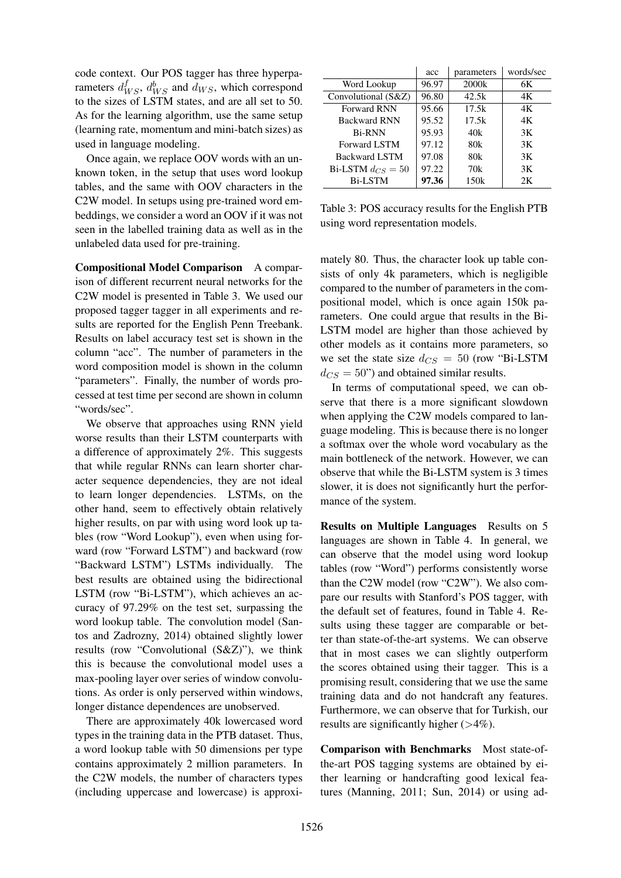code context. Our POS tagger has three hyperparameters $d^f_{WS}$, $d^b_{WS}$ and $d_{WS}$, which correspond to the sizes of LSTM states, and are all set to 50. As for the learning algorithm, use the same setup (learning rate, momentum and mini-batch sizes) as used in language modeling.

Once again, we replace OOV words with an unknown token, in the setup that uses word lookup tables, and the same with OOV characters in the C2W model. In setups using pre-trained word embeddings, we consider a word an OOV if it was not seen in the labelled training data as well as in the unlabeled data used for pre-training.

**Compositional Model Comparison** A comparison of different recurrent neural networks for the C2W model is presented in Table 3. We used our proposed tagger tagger in all experiments and results are reported for the English Penn Treebank. Results on label accuracy test set is shown in the column "acc". The number of parameters in the word composition model is shown in the column "parameters". Finally, the number of words processed at test time per second are shown in column "words/sec".

We observe that approaches using RNN yield worse results than their LSTM counterparts with a difference of approximately 2%. This suggests that while regular RNNs can learn shorter character sequence dependencies, they are not ideal to learn longer dependencies. LSTMs, on the other hand, seem to effectively obtain relatively higher results, on par with using word look up tables (row "Word Lookup"), even when using forward (row "Forward LSTM") and backward (row "Backward LSTM") LSTMs individually. The best results are obtained using the bidirectional LSTM (row "Bi-LSTM"), which achieves an accuracy of 97.29% on the test set, surpassing the word lookup table. The convolution model (Santos and Zadrozny, 2014) obtained slightly lower results (row "Convolutional (S&Z)"), we think this is because the convolutional model uses a max-pooling layer over series of window convolutions. As order is only perserved within windows, longer distance dependences are unobserved.

There are approximately 40k lowercased word types in the training data in the PTB dataset. Thus, a word lookup table with 50 dimensions per type contains approximately 2 million parameters. In the C2W models, the number of characters types (including uppercase and lowercase) is approximately 80. Thus, the character look up table consists of only 4k parameters, which is negligible compared to the number of parameters in the compositional model, which is once again 150k parameters. One could argue that results in the Bi-LSTM model are higher than those achieved by other models as it contains more parameters, so we set the state size $d_{CS} = 50$ (row "Bi-LSTM $d_{CS} = 50$") and obtained similar results.

|  | acc | parameters | words/sec |
|---|---|---|---|
| Word Lookup | 96.97 | 2000k | 6K |
| Convolutional (S&Z) | 96.80 | 42.5k | 4K |
| Forward RNN | 95.66 | 17.5k | 4K |
| Backward RNN | 95.52 | 17.5k | 4K |
| Bi-RNN | 95.93 | 40k | 3K |
| Forward LSTM | 97.12 | 80k | 3K |
| Backward LSTM | 97.08 | 80k | 3K |
| Bi-LSTM $d_{CS} = 50$ | 97.22 | 70k | 3K |
| Bi-LSTM | **97.36** | 150k | 2K |

Table 3: POS accuracy results for the English PTB using word representation models.

In terms of computational speed, we can observe that there is a more significant slowdown when applying the C2W models compared to language modeling. This is because there is no longer a softmax over the whole word vocabulary as the main bottleneck of the network. However, we can observe that while the Bi-LSTM system is 3 times slower, it is does not significantly hurt the performance of the system.

**Results on Multiple Languages** Results on 5 languages are shown in Table 4. In general, we can observe that the model using word lookup tables (row "Word") performs consistently worse than the C2W model (row "C2W"). We also compare our results with Stanford's POS tagger, with the default set of features, found in Table 4. Results using these tagger are comparable or better than state-of-the-art systems. We can observe that in most cases we can slightly outperform the scores obtained using their tagger. This is a promising result, considering that we use the same training data and do not handcraft any features. Furthermore, we can observe that for Turkish, our results are significantly higher (>4%).

**Comparison with Benchmarks** Most state-of-the-art POS tagging systems are obtained by either learning or handcrafting good lexical features (Manning, 2011; Sun, 2014) or using ad-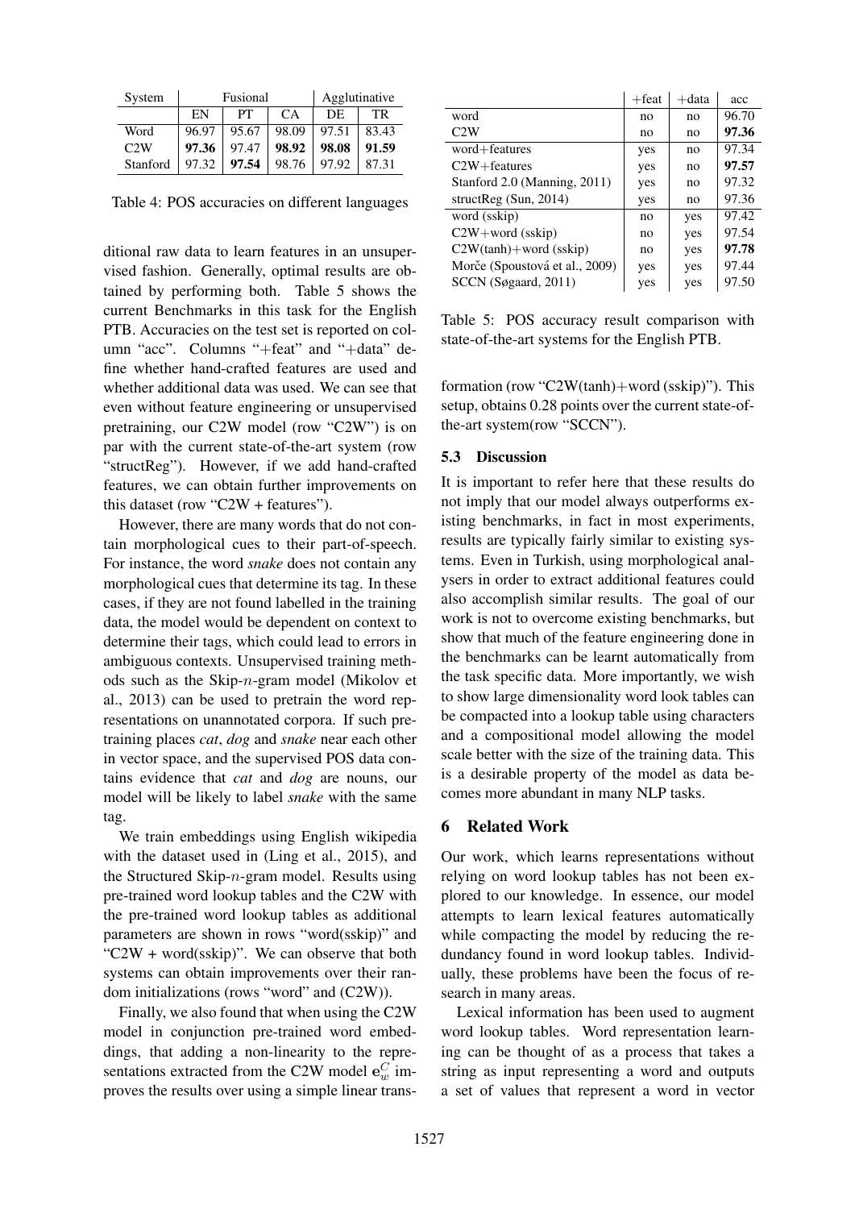| System | Fusional | | | Agglutinative | |
|---|---|---|---|---|---|
| | EN | PT | CA | DE | TR |
| Word | 96.97 | 95.67 | 98.09 | 97.51 | 83.43 |
| C2W | **97.36** | 97.47 | **98.92** | **98.08** | **91.59** |
| Stanford | 97.32 | **97.54** | 98.76 | 97.92 | 87.31 |

Table 4: POS accuracies on different languages

ditional raw data to learn features in an unsupervised fashion. Generally, optimal results are obtained by performing both. Table 5 shows the current Benchmarks in this task for the English PTB. Accuracies on the test set is reported on column "acc". Columns "+feat" and "+data" define whether hand-crafted features are used and whether additional data was used. We can see that even without feature engineering or unsupervised pretraining, our C2W model (row "C2W") is on par with the current state-of-the-art system (row "structReg"). However, if we add hand-crafted features, we can obtain further improvements on this dataset (row "C2W + features").

However, there are many words that do not contain morphological cues to their part-of-speech. For instance, the word *snake* does not contain any morphological cues that determine its tag. In these cases, if they are not found labelled in the training data, the model would be dependent on context to determine their tags, which could lead to errors in ambiguous contexts. Unsupervised training methods such as the Skip-$n$-gram model (Mikolov et al., 2013) can be used to pretrain the word representations on unannotated corpora. If such pretraining places *cat*, *dog* and *snake* near each other in vector space, and the supervised POS data contains evidence that *cat* and *dog* are nouns, our model will be likely to label *snake* with the same tag.

We train embeddings using English wikipedia with the dataset used in (Ling et al., 2015), and the Structured Skip-$n$-gram model. Results using pre-trained word lookup tables and the C2W with the pre-trained word lookup tables as additional parameters are shown in rows "word(sskip)" and "C2W + word(sskip)". We can observe that both systems can obtain improvements over their random initializations (rows "word" and (C2W)).

Finally, we also found that when using the C2W model in conjunction pre-trained word embeddings, that adding a non-linearity to the representations extracted from the C2W model $\mathbf{e}_w^C$ improves the results over using a simple linear transformation (row "C2W(tanh)+word (sskip)"). This setup, obtains 0.28 points over the current state-of-the-art system(row "SCCN").

| | +feat | +data | acc |
|---|---|---|---|
| word | no | no | 96.70 |
| C2W | no | no | **97.36** |
| word+features | yes | no | 97.34 |
| C2W+features | yes | no | **97.57** |
| Stanford 2.0 (Manning, 2011) | yes | no | 97.32 |
| structReg (Sun, 2014) | yes | no | 97.36 |
| word (sskip) | no | yes | 97.42 |
| C2W+word (sskip) | no | yes | 97.54 |
| C2W(tanh)+word (sskip) | no | yes | **97.78** |
| Morče (Spoustová et al., 2009) | yes | yes | 97.44 |
| SCCN (Søgaard, 2011) | yes | yes | 97.50 |

Table 5: POS accuracy result comparison with state-of-the-art systems for the English PTB.

### 5.3 Discussion

It is important to refer here that these results do not imply that our model always outperforms existing benchmarks, in fact in most experiments, results are typically fairly similar to existing systems. Even in Turkish, using morphological analysers in order to extract additional features could also accomplish similar results. The goal of our work is not to overcome existing benchmarks, but show that much of the feature engineering done in the benchmarks can be learnt automatically from the task specific data. More importantly, we wish to show large dimensionality word look tables can be compacted into a lookup table using characters and a compositional model allowing the model scale better with the size of the training data. This is a desirable property of the model as data becomes more abundant in many NLP tasks.

## 6 Related Work

Our work, which learns representations without relying on word lookup tables has not been explored to our knowledge. In essence, our model attempts to learn lexical features automatically while compacting the model by reducing the redundancy found in word lookup tables. Individually, these problems have been the focus of research in many areas.

Lexical information has been used to augment word lookup tables. Word representation learning can be thought of as a process that takes a string as input representing a word and outputs a set of values that represent a word in vector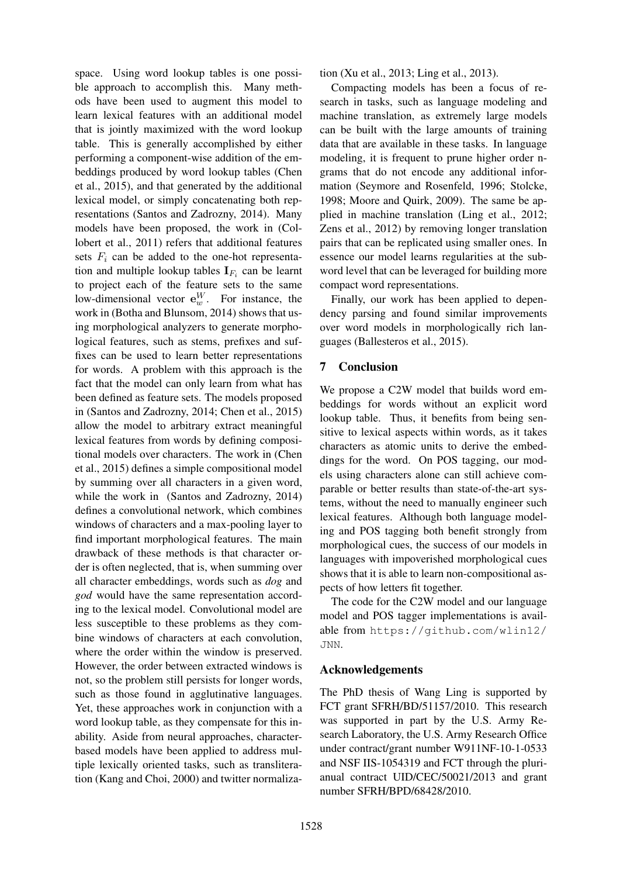space. Using word lookup tables is one possible approach to accomplish this. Many methods have been used to augment this model to learn lexical features with an additional model that is jointly maximized with the word lookup table. This is generally accomplished by either performing a component-wise addition of the embeddings produced by word lookup tables (Chen et al., 2015), and that generated by the additional lexical model, or simply concatenating both representations (Santos and Zadrozny, 2014). Many models have been proposed, the work in (Collobert et al., 2011) refers that additional features sets $F_i$ can be added to the one-hot representation and multiple lookup tables $\mathbf{I}_{F_i}$ can be learnt to project each of the feature sets to the same low-dimensional vector $\mathbf{e}^W_w$. For instance, the work in (Botha and Blunsom, 2014) shows that using morphological analyzers to generate morphological features, such as stems, prefixes and suffixes can be used to learn better representations for words. A problem with this approach is the fact that the model can only learn from what has been defined as feature sets. The models proposed in (Santos and Zadrozny, 2014; Chen et al., 2015) allow the model to arbitrary extract meaningful lexical features from words by defining compositional models over characters. The work in (Chen et al., 2015) defines a simple compositional model by summing over all characters in a given word, while the work in (Santos and Zadrozny, 2014) defines a convolutional network, which combines windows of characters and a max-pooling layer to find important morphological features. The main drawback of these methods is that character order is often neglected, that is, when summing over all character embeddings, words such as *dog* and *god* would have the same representation according to the lexical model. Convolutional model are less susceptible to these problems as they combine windows of characters at each convolution, where the order within the window is preserved. However, the order between extracted windows is not, so the problem still persists for longer words, such as those found in agglutinative languages. Yet, these approaches work in conjunction with a word lookup table, as they compensate for this inability. Aside from neural approaches, character-based models have been applied to address multiple lexically oriented tasks, such as transliteration (Kang and Choi, 2000) and twitter normalization (Xu et al., 2013; Ling et al., 2013).

Compacting models has been a focus of research in tasks, such as language modeling and machine translation, as extremely large models can be built with the large amounts of training data that are available in these tasks. In language modeling, it is frequent to prune higher order n-grams that do not encode any additional information (Seymore and Rosenfeld, 1996; Stolcke, 1998; Moore and Quirk, 2009). The same be applied in machine translation (Ling et al., 2012; Zens et al., 2012) by removing longer translation pairs that can be replicated using smaller ones. In essence our model learns regularities at the subword level that can be leveraged for building more compact word representations.

Finally, our work has been applied to dependency parsing and found similar improvements over word models in morphologically rich languages (Ballesteros et al., 2015).

## 7 Conclusion

We propose a C2W model that builds word embeddings for words without an explicit word lookup table. Thus, it benefits from being sensitive to lexical aspects within words, as it takes characters as atomic units to derive the embeddings for the word. On POS tagging, our models using characters alone can still achieve comparable or better results than state-of-the-art systems, without the need to manually engineer such lexical features. Although both language modeling and POS tagging both benefit strongly from morphological cues, the success of our models in languages with impoverished morphological cues shows that it is able to learn non-compositional aspects of how letters fit together.

The code for the C2W model and our language model and POS tagger implementations is available from `https://github.com/wlin12/JNN`.

## Acknowledgements

The PhD thesis of Wang Ling is supported by FCT grant SFRH/BD/51157/2010. This research was supported in part by the U.S. Army Research Laboratory, the U.S. Army Research Office under contract/grant number W911NF-10-1-0533 and NSF IIS-1054319 and FCT through the plurianual contract UID/CEC/50021/2013 and grant number SFRH/BPD/68428/2010.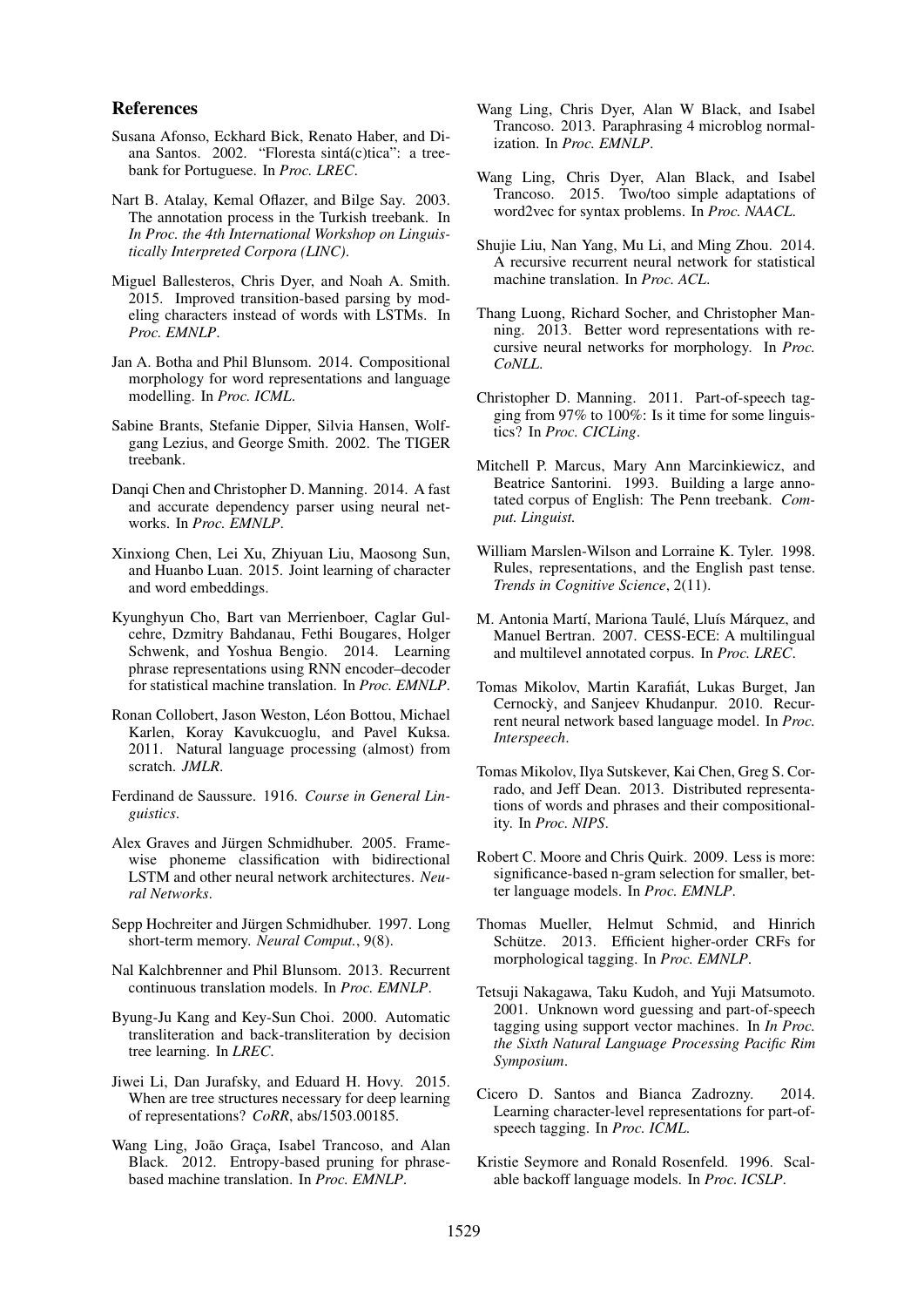## References

Susana Afonso, Eckhard Bick, Renato Haber, and Diana Santos. 2002. "Floresta sintá(c)tica": a treebank for Portuguese. In *Proc. LREC*.

Nart B. Atalay, Kemal Oflazer, and Bilge Say. 2003. The annotation process in the Turkish treebank. In *In Proc. the 4th International Workshop on Linguistically Interpreted Corpora (LINC)*.

Miguel Ballesteros, Chris Dyer, and Noah A. Smith. 2015. Improved transition-based parsing by modeling characters instead of words with LSTMs. In *Proc. EMNLP*.

Jan A. Botha and Phil Blunsom. 2014. Compositional morphology for word representations and language modelling. In *Proc. ICML*.

Sabine Brants, Stefanie Dipper, Silvia Hansen, Wolfgang Lezius, and George Smith. 2002. The TIGER treebank.

Danqi Chen and Christopher D. Manning. 2014. A fast and accurate dependency parser using neural networks. In *Proc. EMNLP*.

Xinxiong Chen, Lei Xu, Zhiyuan Liu, Maosong Sun, and Huanbo Luan. 2015. Joint learning of character and word embeddings.

Kyunghyun Cho, Bart van Merrienboer, Caglar Gulcehre, Dzmitry Bahdanau, Fethi Bougares, Holger Schwenk, and Yoshua Bengio. 2014. Learning phrase representations using RNN encoder–decoder for statistical machine translation. In *Proc. EMNLP*.

Ronan Collobert, Jason Weston, Léon Bottou, Michael Karlen, Koray Kavukcuoglu, and Pavel Kuksa. 2011. Natural language processing (almost) from scratch. *JMLR*.

Ferdinand de Saussure. 1916. *Course in General Linguistics*.

Alex Graves and Jürgen Schmidhuber. 2005. Framewise phoneme classification with bidirectional LSTM and other neural network architectures. *Neural Networks*.

Sepp Hochreiter and Jürgen Schmidhuber. 1997. Long short-term memory. *Neural Comput.*, 9(8).

Nal Kalchbrenner and Phil Blunsom. 2013. Recurrent continuous translation models. In *Proc. EMNLP*.

Byung-Ju Kang and Key-Sun Choi. 2000. Automatic transliteration and back-transliteration by decision tree learning. In *LREC*.

Jiwei Li, Dan Jurafsky, and Eduard H. Hovy. 2015. When are tree structures necessary for deep learning of representations? *CoRR*, abs/1503.00185.

Wang Ling, João Graça, Isabel Trancoso, and Alan Black. 2012. Entropy-based pruning for phrase-based machine translation. In *Proc. EMNLP*.

Wang Ling, Chris Dyer, Alan W Black, and Isabel Trancoso. 2013. Paraphrasing 4 microblog normalization. In *Proc. EMNLP*.

Wang Ling, Chris Dyer, Alan Black, and Isabel Trancoso. 2015. Two/too simple adaptations of word2vec for syntax problems. In *Proc. NAACL*.

Shujie Liu, Nan Yang, Mu Li, and Ming Zhou. 2014. A recursive recurrent neural network for statistical machine translation. In *Proc. ACL*.

Thang Luong, Richard Socher, and Christopher Manning. 2013. Better word representations with recursive neural networks for morphology. In *Proc. CoNLL*.

Christopher D. Manning. 2011. Part-of-speech tagging from 97% to 100%: Is it time for some linguistics? In *Proc. CICLing*.

Mitchell P. Marcus, Mary Ann Marcinkiewicz, and Beatrice Santorini. 1993. Building a large annotated corpus of English: The Penn treebank. *Comput. Linguist.*

William Marslen-Wilson and Lorraine K. Tyler. 1998. Rules, representations, and the English past tense. *Trends in Cognitive Science*, 2(11).

M. Antonia Martí, Mariona Taulé, Lluís Márquez, and Manuel Bertran. 2007. CESS-ECE: A multilingual and multilevel annotated corpus. In *Proc. LREC*.

Tomas Mikolov, Martin Karafiát, Lukas Burget, Jan Cernockỳ, and Sanjeev Khudanpur. 2010. Recurrent neural network based language model. In *Proc. Interspeech*.

Tomas Mikolov, Ilya Sutskever, Kai Chen, Greg S. Corrado, and Jeff Dean. 2013. Distributed representations of words and phrases and their compositionality. In *Proc. NIPS*.

Robert C. Moore and Chris Quirk. 2009. Less is more: significance-based n-gram selection for smaller, better language models. In *Proc. EMNLP*.

Thomas Mueller, Helmut Schmid, and Hinrich Schütze. 2013. Efficient higher-order CRFs for morphological tagging. In *Proc. EMNLP*.

Tetsuji Nakagawa, Taku Kudoh, and Yuji Matsumoto. 2001. Unknown word guessing and part-of-speech tagging using support vector machines. In *In Proc. the Sixth Natural Language Processing Pacific Rim Symposium*.

Cicero D. Santos and Bianca Zadrozny. 2014. Learning character-level representations for part-of-speech tagging. In *Proc. ICML*.

Kristie Seymore and Ronald Rosenfeld. 1996. Scalable backoff language models. In *Proc. ICSLP*.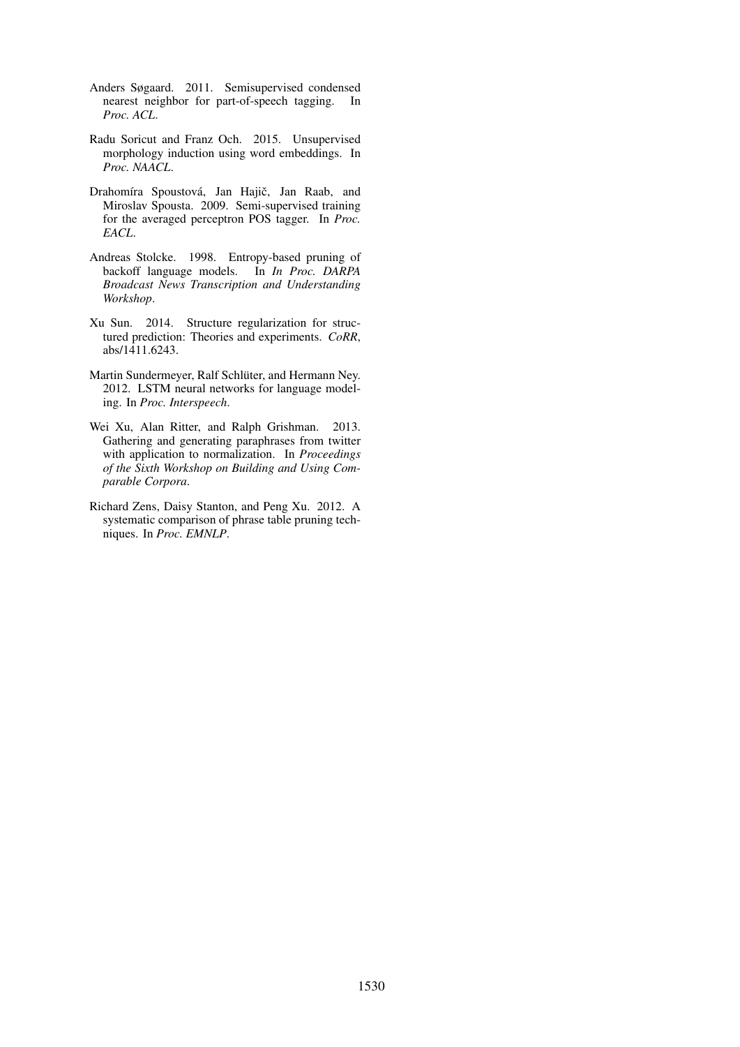Anders Søgaard. 2011. Semisupervised condensed nearest neighbor for part-of-speech tagging. In *Proc. ACL*.

Radu Soricut and Franz Och. 2015. Unsupervised morphology induction using word embeddings. In *Proc. NAACL*.

Drahomíra Spoustová, Jan Hajič, Jan Raab, and Miroslav Spousta. 2009. Semi-supervised training for the averaged perceptron POS tagger. In *Proc. EACL*.

Andreas Stolcke. 1998. Entropy-based pruning of backoff language models. In *In Proc. DARPA Broadcast News Transcription and Understanding Workshop*.

Xu Sun. 2014. Structure regularization for structured prediction: Theories and experiments. *CoRR*, abs/1411.6243.

Martin Sundermeyer, Ralf Schlüter, and Hermann Ney. 2012. LSTM neural networks for language modeling. In *Proc. Interspeech*.

Wei Xu, Alan Ritter, and Ralph Grishman. 2013. Gathering and generating paraphrases from twitter with application to normalization. In *Proceedings of the Sixth Workshop on Building and Using Comparable Corpora*.

Richard Zens, Daisy Stanton, and Peng Xu. 2012. A systematic comparison of phrase table pruning techniques. In *Proc. EMNLP*.